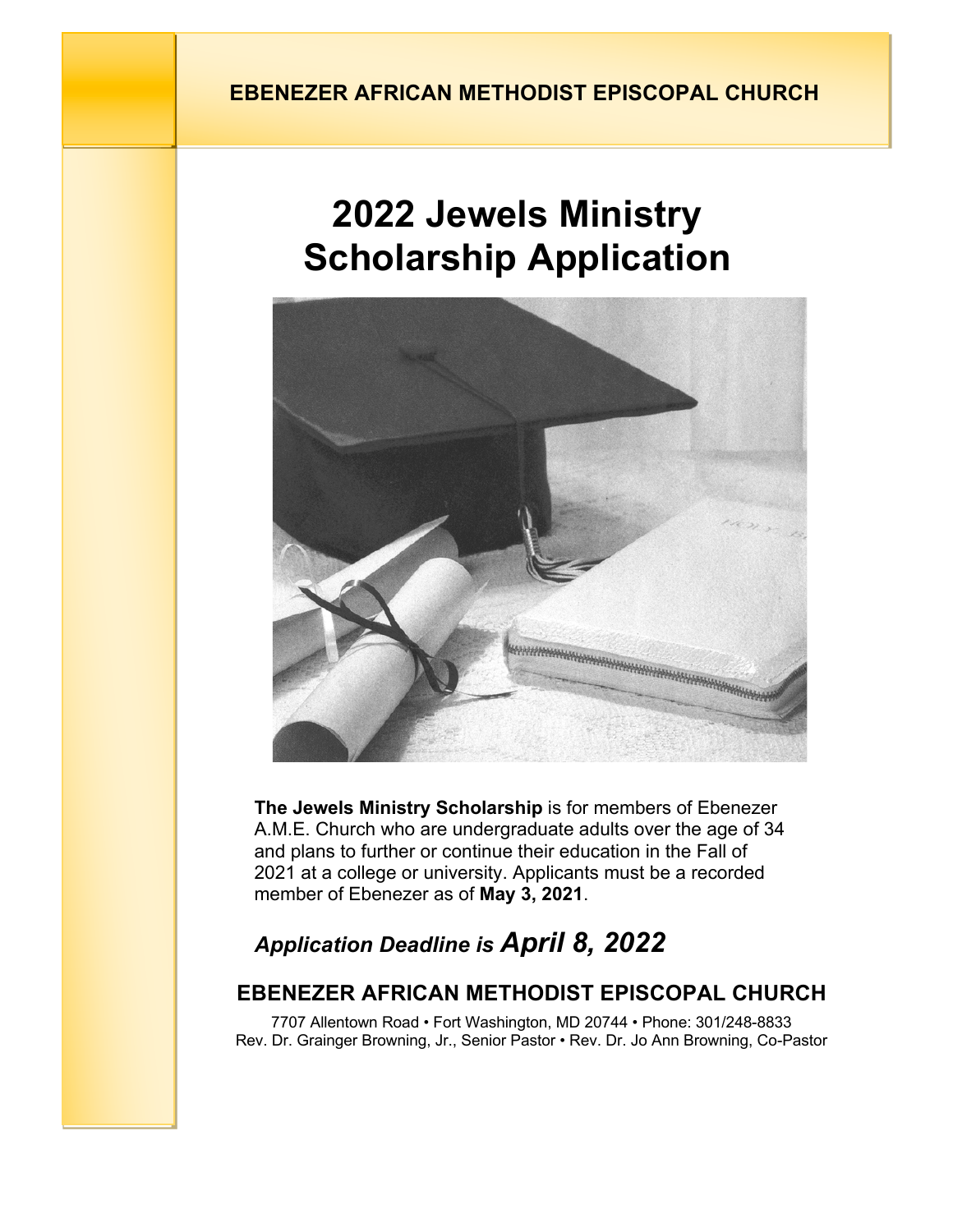**EBENEZER AFRICAN METHODIST EPISCOPAL CHURCH**

# 2022 Jewels Ministry Scholarship Application

**The Jewels Ministry Scholarship** is for members of Ebenezer A.M.E. Church who are undergraduate adults over the age of 34 and plans to further or continue their education in the Fall of 2021 at a college or university. Applicants must be a recorded member of Ebenezer as of **May 3, 2021**.

***Application Deadline is April 8, 2022***

## EBENEZER AFRICAN METHODIST EPISCOPAL CHURCH

7707 Allentown Road • Fort Washington, MD 20744 • Phone: 301/248-8833
Rev. Dr. Grainger Browning, Jr., Senior Pastor • Rev. Dr. Jo Ann Browning, Co-Pastor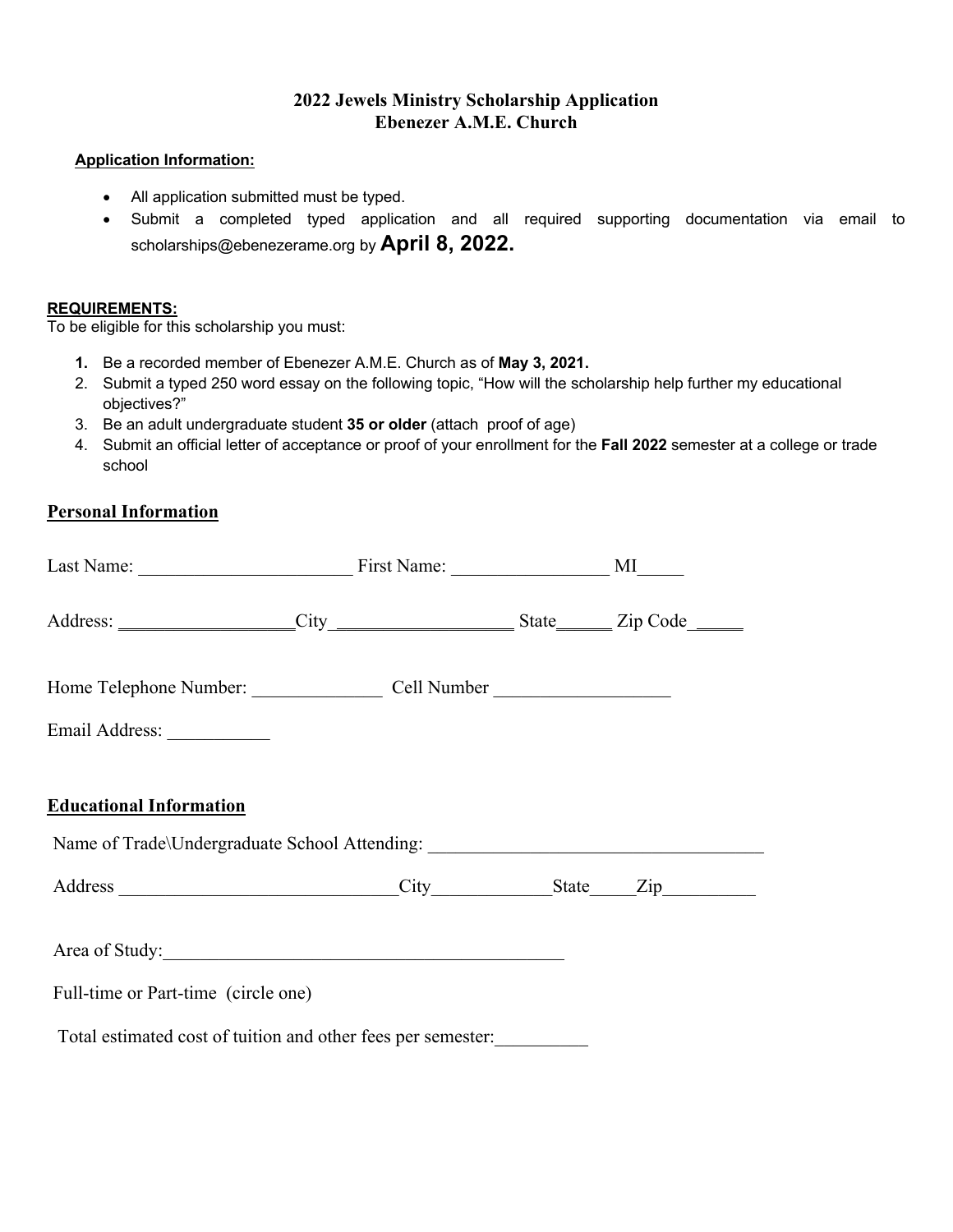**2022 Jewels Ministry Scholarship Application**
**Ebenezer A.M.E. Church**

**Application Information:**

- All application submitted must be typed.
- Submit a completed typed application and all required supporting documentation via email to scholarships@ebenezerame.org by **April 8, 2022.**

**REQUIREMENTS:**

To be eligible for this scholarship you must:

1. Be a recorded member of Ebenezer A.M.E. Church as of **May 3, 2021.**
2. Submit a typed 250 word essay on the following topic, "How will the scholarship help further my educational objectives?"
3. Be an adult undergraduate student **35 or older** (attach proof of age)
4. Submit an official letter of acceptance or proof of your enrollment for the **Fall 2022** semester at a college or trade school

## Personal Information

Last Name: _______________________ First Name: ________________ MI_____

Address: __________________City__________________ State______ Zip Code_____

Home Telephone Number: ______________ Cell Number __________________

Email Address: ___________

## Educational Information

Name of Trade\Undergraduate School Attending: ____________________________________

Address _____________________________City____________State_____Zip__________

Area of Study:___________________________________________

Full-time or Part-time (circle one)

Total estimated cost of tuition and other fees per semester:__________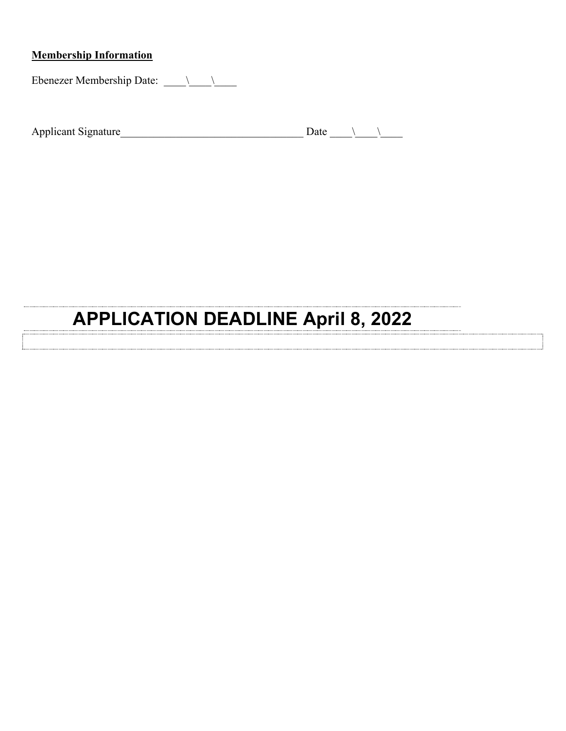**Membership Information**

Ebenezer Membership Date: ____\\____\\____

Applicant Signature_________________________________ Date ____\\____\\____

# APPLICATION DEADLINE April 8, 2022